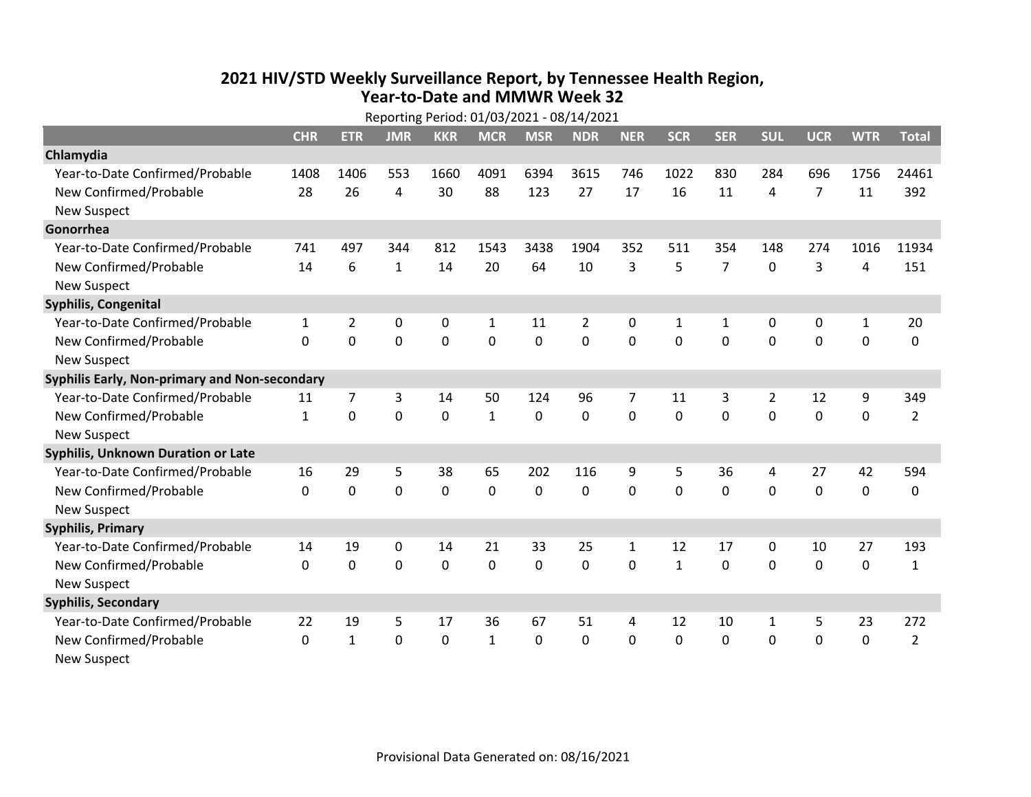# 2021 HIV/STD Weekly Surveillance Report, by Tennessee Health Region, Year-to-Date and MMWR Week 32

Reporting Period: 01/03/2021 - 08/14/2021

| | CHR | ETR | JMR | KKR | MCR | MSR | NDR | NER | SCR | SER | SUL | UCR | WTR | Total |
|---|---|---|---|---|---|---|---|---|---|---|---|---|---|---|
| **Chlamydia** | | | | | | | | | | | | | | |
| Year-to-Date Confirmed/Probable | 1408 | 1406 | 553 | 1660 | 4091 | 6394 | 3615 | 746 | 1022 | 830 | 284 | 696 | 1756 | 24461 |
| New Confirmed/Probable | 28 | 26 | 4 | 30 | 88 | 123 | 27 | 17 | 16 | 11 | 4 | 7 | 11 | 392 |
| New Suspect | | | | | | | | | | | | | | |
| **Gonorrhea** | | | | | | | | | | | | | | |
| Year-to-Date Confirmed/Probable | 741 | 497 | 344 | 812 | 1543 | 3438 | 1904 | 352 | 511 | 354 | 148 | 274 | 1016 | 11934 |
| New Confirmed/Probable | 14 | 6 | 1 | 14 | 20 | 64 | 10 | 3 | 5 | 7 | 0 | 3 | 4 | 151 |
| New Suspect | | | | | | | | | | | | | | |
| **Syphilis, Congenital** | | | | | | | | | | | | | | |
| Year-to-Date Confirmed/Probable | 1 | 2 | 0 | 0 | 1 | 11 | 2 | 0 | 1 | 1 | 0 | 0 | 1 | 20 |
| New Confirmed/Probable | 0 | 0 | 0 | 0 | 0 | 0 | 0 | 0 | 0 | 0 | 0 | 0 | 0 | 0 |
| New Suspect | | | | | | | | | | | | | | |
| **Syphilis Early, Non-primary and Non-secondary** | | | | | | | | | | | | | | |
| Year-to-Date Confirmed/Probable | 11 | 7 | 3 | 14 | 50 | 124 | 96 | 7 | 11 | 3 | 2 | 12 | 9 | 349 |
| New Confirmed/Probable | 1 | 0 | 0 | 0 | 1 | 0 | 0 | 0 | 0 | 0 | 0 | 0 | 0 | 2 |
| New Suspect | | | | | | | | | | | | | | |
| **Syphilis, Unknown Duration or Late** | | | | | | | | | | | | | | |
| Year-to-Date Confirmed/Probable | 16 | 29 | 5 | 38 | 65 | 202 | 116 | 9 | 5 | 36 | 4 | 27 | 42 | 594 |
| New Confirmed/Probable | 0 | 0 | 0 | 0 | 0 | 0 | 0 | 0 | 0 | 0 | 0 | 0 | 0 | 0 |
| New Suspect | | | | | | | | | | | | | | |
| **Syphilis, Primary** | | | | | | | | | | | | | | |
| Year-to-Date Confirmed/Probable | 14 | 19 | 0 | 14 | 21 | 33 | 25 | 1 | 12 | 17 | 0 | 10 | 27 | 193 |
| New Confirmed/Probable | 0 | 0 | 0 | 0 | 0 | 0 | 0 | 0 | 1 | 0 | 0 | 0 | 0 | 1 |
| New Suspect | | | | | | | | | | | | | | |
| **Syphilis, Secondary** | | | | | | | | | | | | | | |
| Year-to-Date Confirmed/Probable | 22 | 19 | 5 | 17 | 36 | 67 | 51 | 4 | 12 | 10 | 1 | 5 | 23 | 272 |
| New Confirmed/Probable | 0 | 1 | 0 | 0 | 1 | 0 | 0 | 0 | 0 | 0 | 0 | 0 | 0 | 2 |
| New Suspect | | | | | | | | | | | | | | |

Provisional Data Generated on: 08/16/2021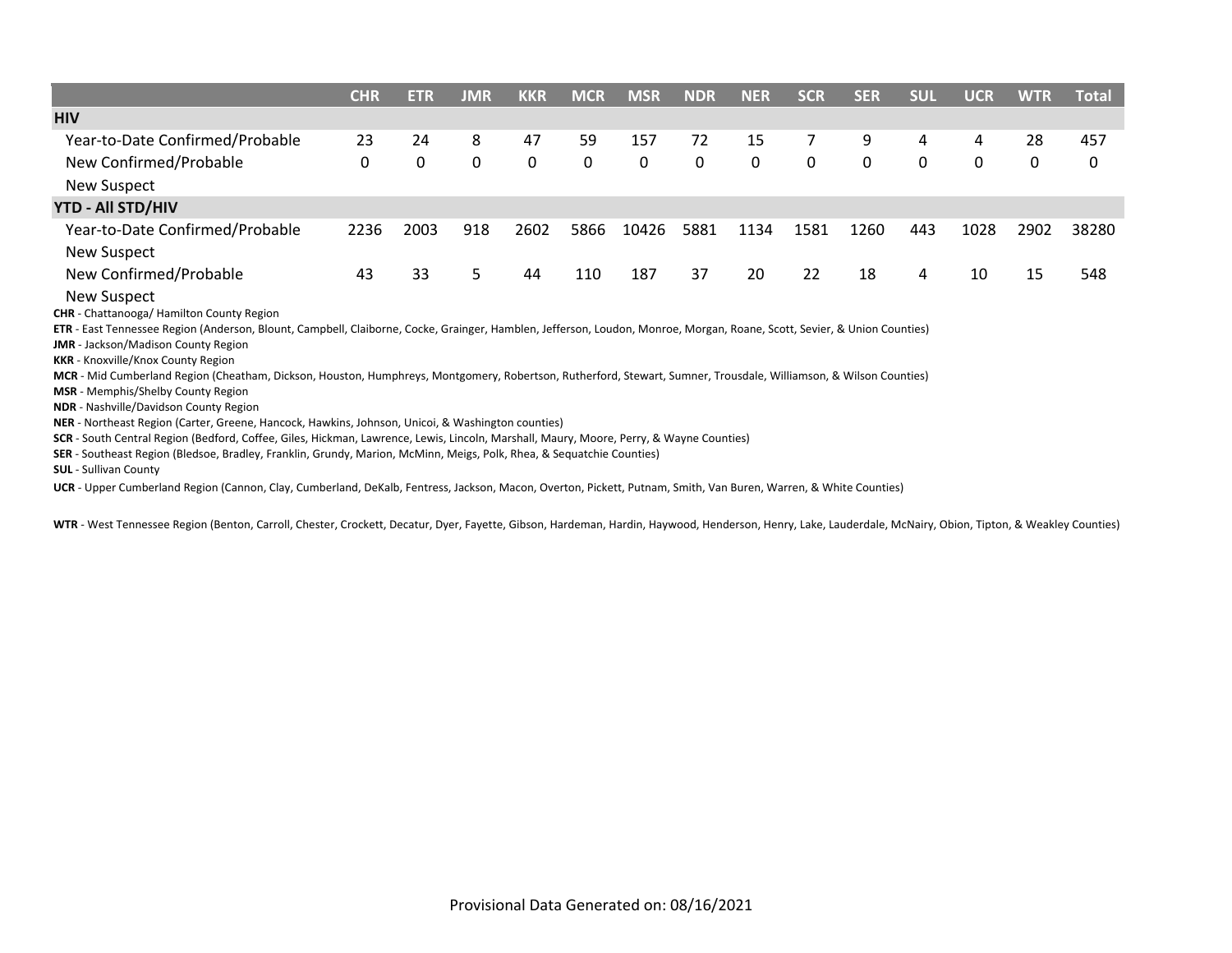| | CHR | ETR | JMR | KKR | MCR | MSR | NDR | NER | SCR | SER | SUL | UCR | WTR | Total |
|---|---|---|---|---|---|---|---|---|---|---|---|---|---|---|
| **HIV** | | | | | | | | | | | | | | |
| Year-to-Date Confirmed/Probable | 23 | 24 | 8 | 47 | 59 | 157 | 72 | 15 | 7 | 9 | 4 | 4 | 28 | 457 |
| New Confirmed/Probable | 0 | 0 | 0 | 0 | 0 | 0 | 0 | 0 | 0 | 0 | 0 | 0 | 0 | 0 |
| New Suspect | | | | | | | | | | | | | | |
| **YTD - All STD/HIV** | | | | | | | | | | | | | | |
| Year-to-Date Confirmed/Probable | 2236 | 2003 | 918 | 2602 | 5866 | 10426 | 5881 | 1134 | 1581 | 1260 | 443 | 1028 | 2902 | 38280 |
| New Suspect | | | | | | | | | | | | | | |
| New Confirmed/Probable | 43 | 33 | 5 | 44 | 110 | 187 | 37 | 20 | 22 | 18 | 4 | 10 | 15 | 548 |
| New Suspect | | | | | | | | | | | | | | |

**CHR** - Chattanooga/ Hamilton County Region

**ETR** - East Tennessee Region (Anderson, Blount, Campbell, Claiborne, Cocke, Grainger, Hamblen, Jefferson, Loudon, Monroe, Morgan, Roane, Scott, Sevier, & Union Counties)

**JMR** - Jackson/Madison County Region

**KKR** - Knoxville/Knox County Region

**MCR** - Mid Cumberland Region (Cheatham, Dickson, Houston, Humphreys, Montgomery, Robertson, Rutherford, Stewart, Sumner, Trousdale, Williamson, & Wilson Counties)

**MSR** - Memphis/Shelby County Region

**NDR** - Nashville/Davidson County Region

**NER** - Northeast Region (Carter, Greene, Hancock, Hawkins, Johnson, Unicoi, & Washington counties)

**SCR** - South Central Region (Bedford, Coffee, Giles, Hickman, Lawrence, Lewis, Lincoln, Marshall, Maury, Moore, Perry, & Wayne Counties)

**SER** - Southeast Region (Bledsoe, Bradley, Franklin, Grundy, Marion, McMinn, Meigs, Polk, Rhea, & Sequatchie Counties)

**SUL** - Sullivan County

**UCR** - Upper Cumberland Region (Cannon, Clay, Cumberland, DeKalb, Fentress, Jackson, Macon, Overton, Pickett, Putnam, Smith, Van Buren, Warren, & White Counties)

**WTR** - West Tennessee Region (Benton, Carroll, Chester, Crockett, Decatur, Dyer, Fayette, Gibson, Hardeman, Hardin, Haywood, Henderson, Henry, Lake, Lauderdale, McNairy, Obion, Tipton, & Weakley Counties)

Provisional Data Generated on: 08/16/2021